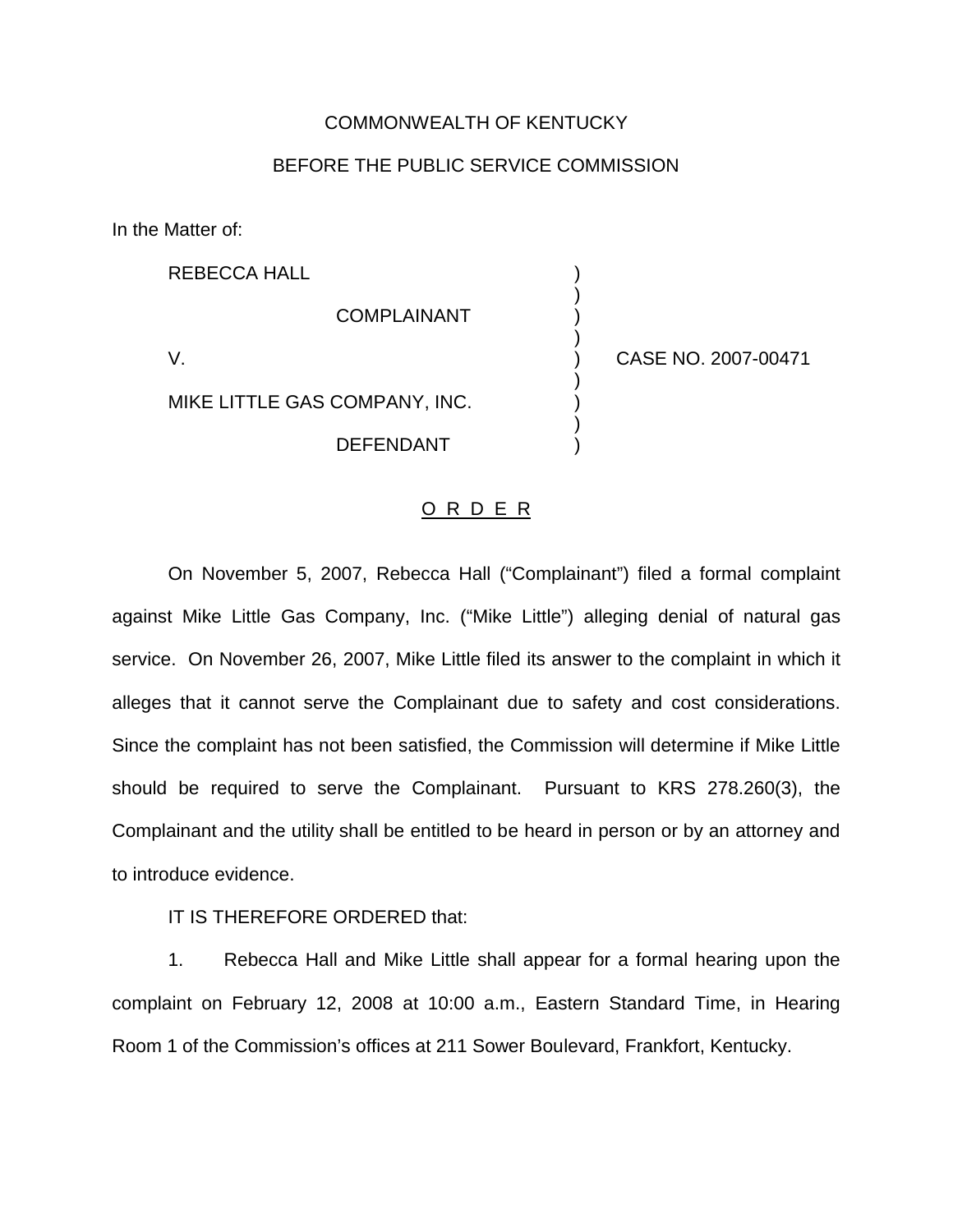COMMONWEALTH OF KENTUCKY

BEFORE THE PUBLIC SERVICE COMMISSION

In the Matter of:

REBECCA HALL

COMPLAINANT

V.

MIKE LITTLE GAS COMPANY, INC.

DEFENDANT

CASE NO. 2007-00471

## O R D E R

On November 5, 2007, Rebecca Hall ("Complainant") filed a formal complaint against Mike Little Gas Company, Inc. ("Mike Little") alleging denial of natural gas service. On November 26, 2007, Mike Little filed its answer to the complaint in which it alleges that it cannot serve the Complainant due to safety and cost considerations. Since the complaint has not been satisfied, the Commission will determine if Mike Little should be required to serve the Complainant. Pursuant to KRS 278.260(3), the Complainant and the utility shall be entitled to be heard in person or by an attorney and to introduce evidence.

IT IS THEREFORE ORDERED that:

1. Rebecca Hall and Mike Little shall appear for a formal hearing upon the complaint on February 12, 2008 at 10:00 a.m., Eastern Standard Time, in Hearing Room 1 of the Commission's offices at 211 Sower Boulevard, Frankfort, Kentucky.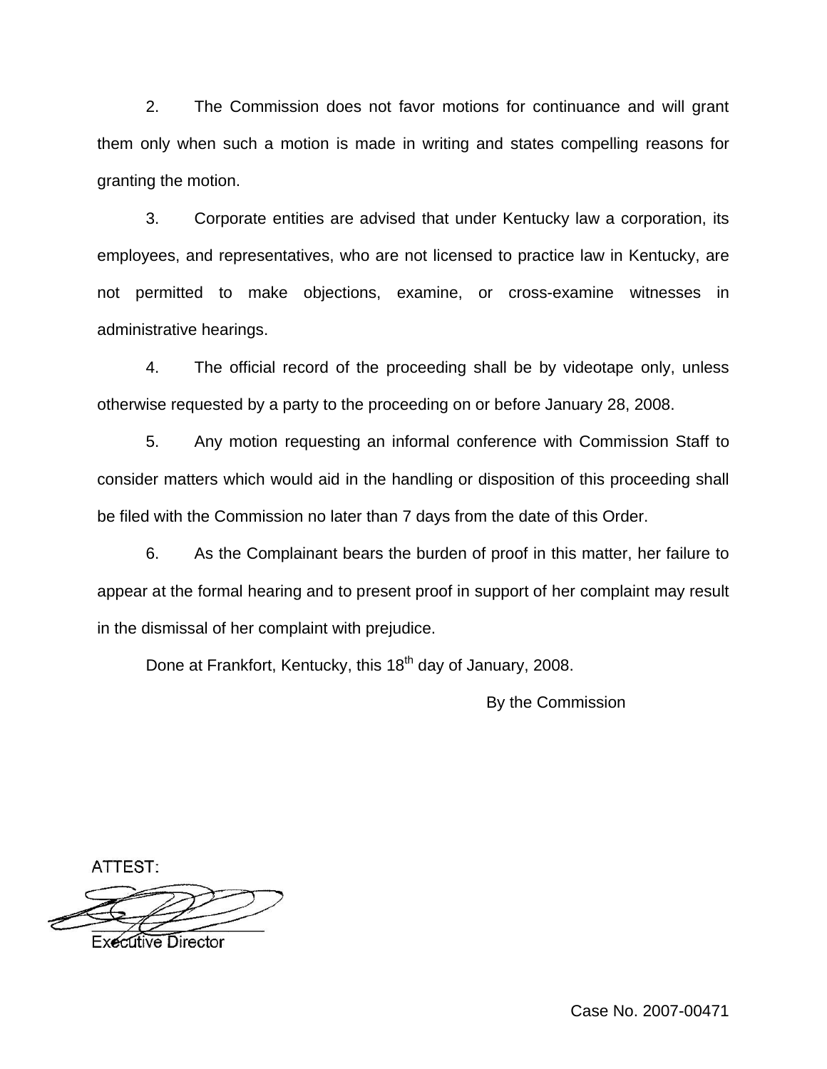2. The Commission does not favor motions for continuance and will grant them only when such a motion is made in writing and states compelling reasons for granting the motion.

3. Corporate entities are advised that under Kentucky law a corporation, its employees, and representatives, who are not licensed to practice law in Kentucky, are not permitted to make objections, examine, or cross-examine witnesses in administrative hearings.

4. The official record of the proceeding shall be by videotape only, unless otherwise requested by a party to the proceeding on or before January 28, 2008.

5. Any motion requesting an informal conference with Commission Staff to consider matters which would aid in the handling or disposition of this proceeding shall be filed with the Commission no later than 7 days from the date of this Order.

6. As the Complainant bears the burden of proof in this matter, her failure to appear at the formal hearing and to present proof in support of her complaint may result in the dismissal of her complaint with prejudice.

Done at Frankfort, Kentucky, this 18th day of January, 2008.

By the Commission

ATTEST:

Executive Director

Case No. 2007-00471